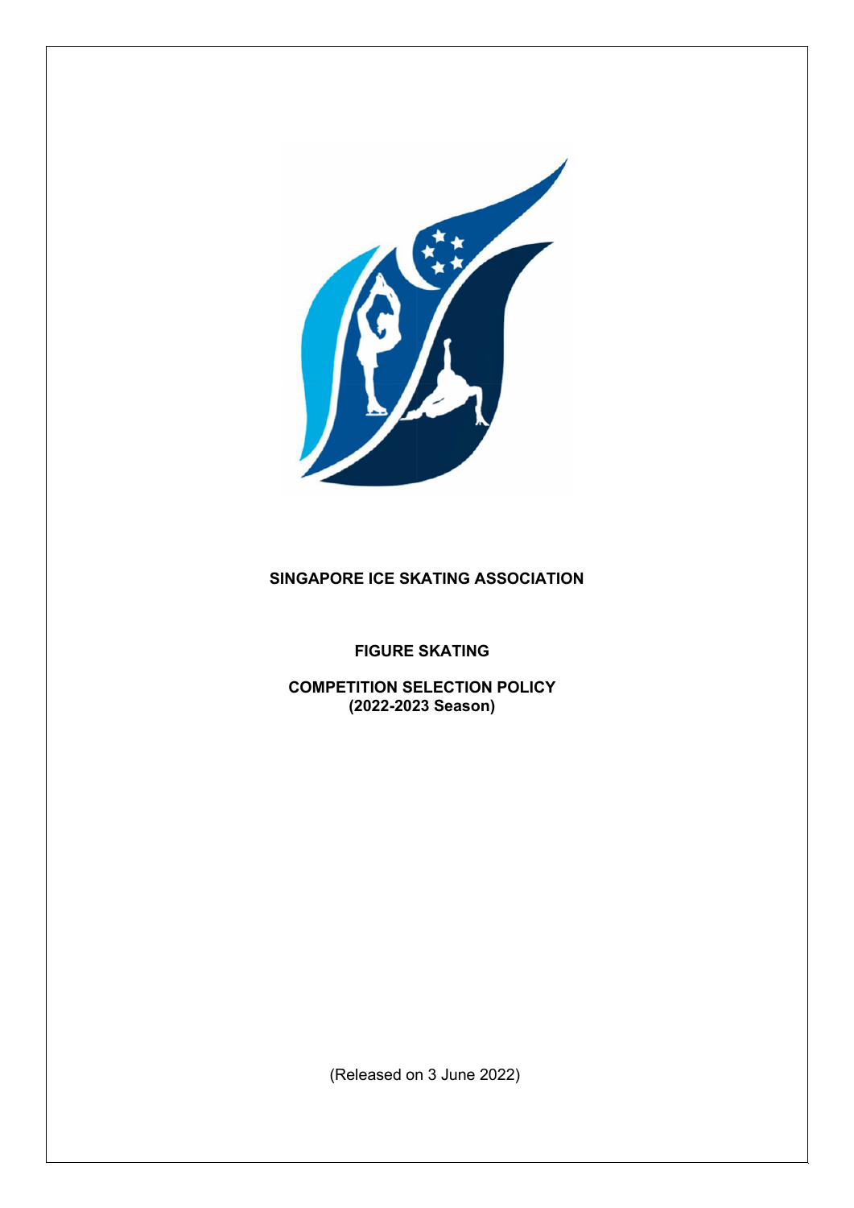# SINGAPORE ICE SKATING ASSOCIATION

## FIGURE SKATING

## COMPETITION SELECTION POLICY
## (2022-2023 Season)

(Released on 3 June 2022)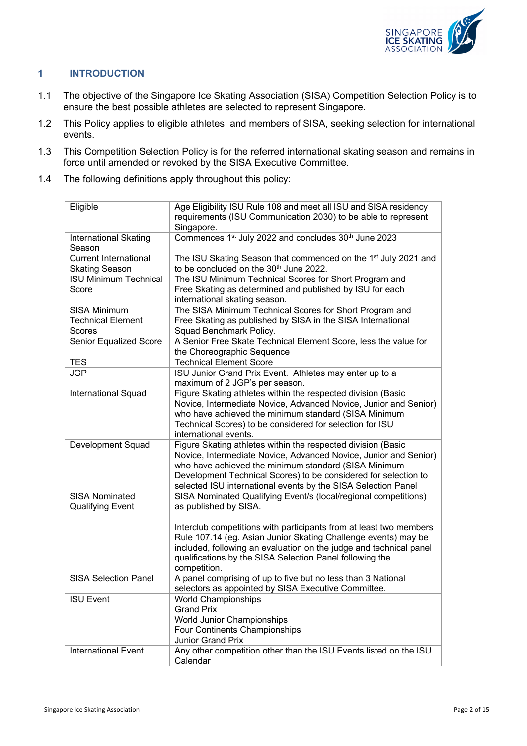## 1 INTRODUCTION

1.1 The objective of the Singapore Ice Skating Association (SISA) Competition Selection Policy is to ensure the best possible athletes are selected to represent Singapore.

1.2 This Policy applies to eligible athletes, and members of SISA, seeking selection for international events.

1.3 This Competition Selection Policy is for the referred international skating season and remains in force until amended or revoked by the SISA Executive Committee.

1.4 The following definitions apply throughout this policy:

| | |
|---|---|
| Eligible | Age Eligibility ISU Rule 108 and meet all ISU and SISA residency requirements (ISU Communication 2030) to be able to represent Singapore. |
| International Skating Season | Commences 1st July 2022 and concludes 30th June 2023 |
| Current International Skating Season | The ISU Skating Season that commenced on the 1st July 2021 and to be concluded on the 30th June 2022. |
| ISU Minimum Technical Score | The ISU Minimum Technical Scores for Short Program and Free Skating as determined and published by ISU for each international skating season. |
| SISA Minimum Technical Element Scores | The SISA Minimum Technical Scores for Short Program and Free Skating as published by SISA in the SISA International Squad Benchmark Policy. |
| Senior Equalized Score | A Senior Free Skate Technical Element Score, less the value for the Choreographic Sequence |
| TES | Technical Element Score |
| JGP | ISU Junior Grand Prix Event. Athletes may enter up to a maximum of 2 JGP's per season. |
| International Squad | Figure Skating athletes within the respected division (Basic Novice, Intermediate Novice, Advanced Novice, Junior and Senior) who have achieved the minimum standard (SISA Minimum Technical Scores) to be considered for selection for ISU international events. |
| Development Squad | Figure Skating athletes within the respected division (Basic Novice, Intermediate Novice, Advanced Novice, Junior and Senior) who have achieved the minimum standard (SISA Minimum Development Technical Scores) to be considered for selection to selected ISU international events by the SISA Selection Panel |
| SISA Nominated Qualifying Event | SISA Nominated Qualifying Event/s (local/regional competitions) as published by SISA.<br><br>Interclub competitions with participants from at least two members Rule 107.14 (eg. Asian Junior Skating Challenge events) may be included, following an evaluation on the judge and technical panel qualifications by the SISA Selection Panel following the competition. |
| SISA Selection Panel | A panel comprising of up to five but no less than 3 National selectors as appointed by SISA Executive Committee. |
| ISU Event | World Championships<br>Grand Prix<br>World Junior Championships<br>Four Continents Championships<br>Junior Grand Prix |
| International Event | Any other competition other than the ISU Events listed on the ISU Calendar |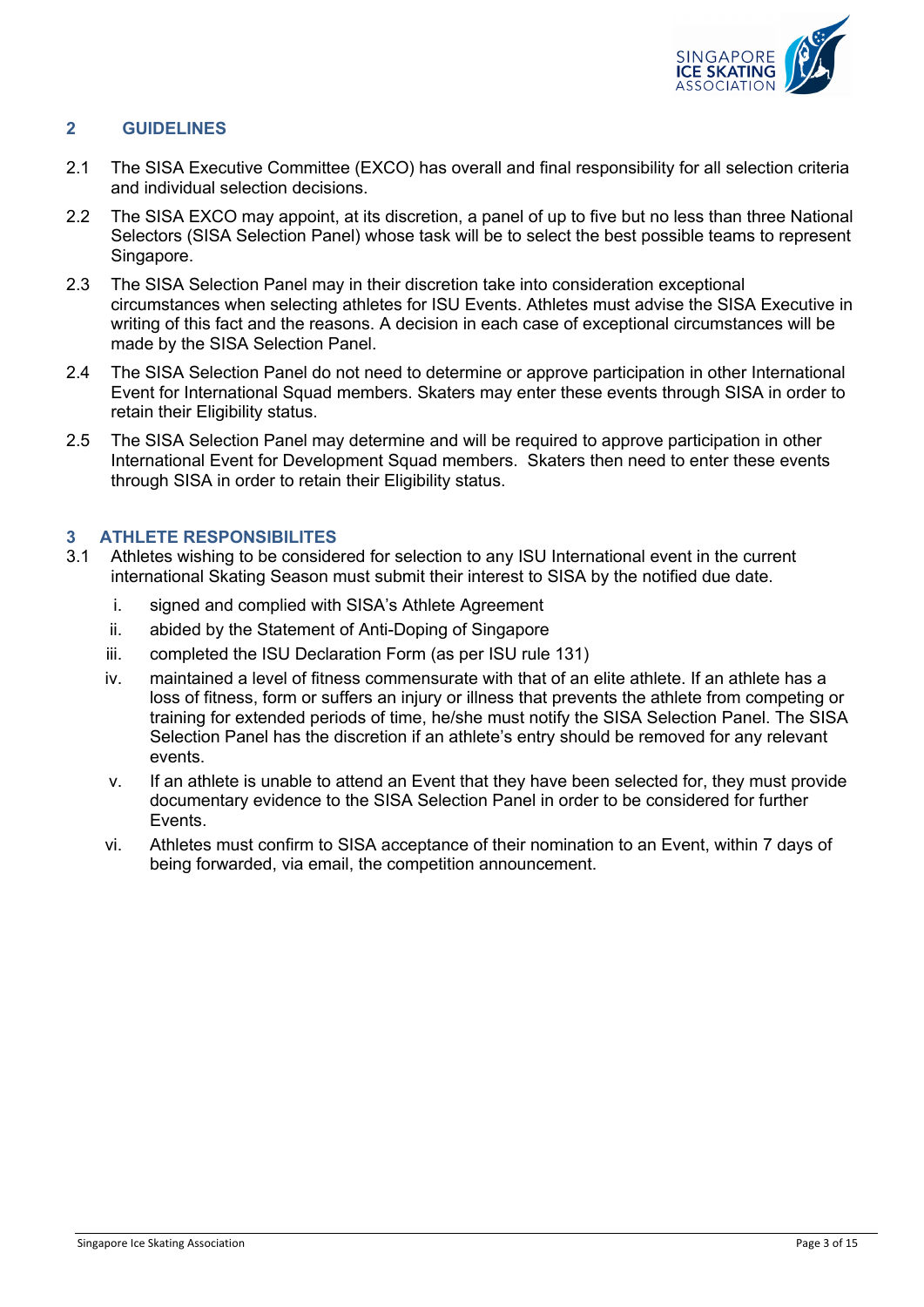## 2 GUIDELINES

2.1 The SISA Executive Committee (EXCO) has overall and final responsibility for all selection criteria and individual selection decisions.

2.2 The SISA EXCO may appoint, at its discretion, a panel of up to five but no less than three National Selectors (SISA Selection Panel) whose task will be to select the best possible teams to represent Singapore.

2.3 The SISA Selection Panel may in their discretion take into consideration exceptional circumstances when selecting athletes for ISU Events. Athletes must advise the SISA Executive in writing of this fact and the reasons. A decision in each case of exceptional circumstances will be made by the SISA Selection Panel.

2.4 The SISA Selection Panel do not need to determine or approve participation in other International Event for International Squad members. Skaters may enter these events through SISA in order to retain their Eligibility status.

2.5 The SISA Selection Panel may determine and will be required to approve participation in other International Event for Development Squad members. Skaters then need to enter these events through SISA in order to retain their Eligibility status.

## 3 ATHLETE RESPONSIBILITES

3.1 Athletes wishing to be considered for selection to any ISU International event in the current international Skating Season must submit their interest to SISA by the notified due date.

i. signed and complied with SISA's Athlete Agreement

ii. abided by the Statement of Anti-Doping of Singapore

iii. completed the ISU Declaration Form (as per ISU rule 131)

iv. maintained a level of fitness commensurate with that of an elite athlete. If an athlete has a loss of fitness, form or suffers an injury or illness that prevents the athlete from competing or training for extended periods of time, he/she must notify the SISA Selection Panel. The SISA Selection Panel has the discretion if an athlete's entry should be removed for any relevant events.

v. If an athlete is unable to attend an Event that they have been selected for, they must provide documentary evidence to the SISA Selection Panel in order to be considered for further Events.

vi. Athletes must confirm to SISA acceptance of their nomination to an Event, within 7 days of being forwarded, via email, the competition announcement.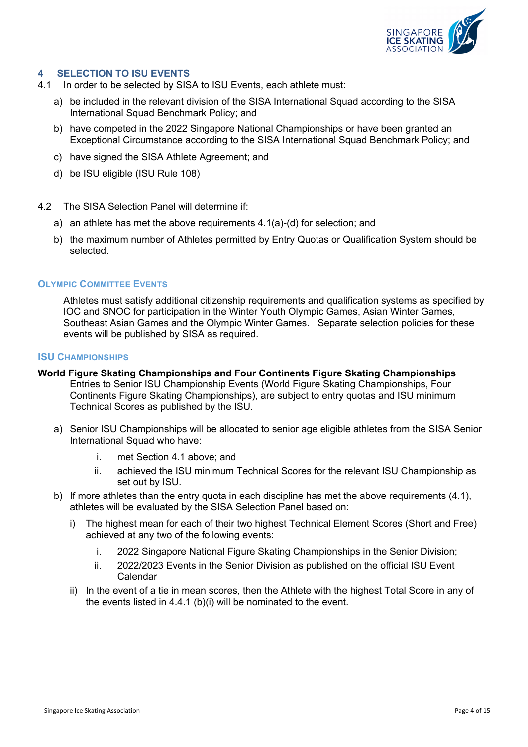## 4 SELECTION TO ISU EVENTS

4.1 In order to be selected by SISA to ISU Events, each athlete must:

a) be included in the relevant division of the SISA International Squad according to the SISA International Squad Benchmark Policy; and

b) have competed in the 2022 Singapore National Championships or have been granted an Exceptional Circumstance according to the SISA International Squad Benchmark Policy; and

c) have signed the SISA Athlete Agreement; and

d) be ISU eligible (ISU Rule 108)

4.2 The SISA Selection Panel will determine if:

a) an athlete has met the above requirements 4.1(a)-(d) for selection; and

b) the maximum number of Athletes permitted by Entry Quotas or Qualification System should be selected.

### Olympic Committee Events

Athletes must satisfy additional citizenship requirements and qualification systems as specified by IOC and SNOC for participation in the Winter Youth Olympic Games, Asian Winter Games, Southeast Asian Games and the Olympic Winter Games. Separate selection policies for these events will be published by SISA as required.

### ISU Championships

**World Figure Skating Championships and Four Continents Figure Skating Championships**

Entries to Senior ISU Championship Events (World Figure Skating Championships, Four Continents Figure Skating Championships), are subject to entry quotas and ISU minimum Technical Scores as published by the ISU.

a) Senior ISU Championships will be allocated to senior age eligible athletes from the SISA Senior International Squad who have:

   i. met Section 4.1 above; and

   ii. achieved the ISU minimum Technical Scores for the relevant ISU Championship as set out by ISU.

b) If more athletes than the entry quota in each discipline has met the above requirements (4.1), athletes will be evaluated by the SISA Selection Panel based on:

   i) The highest mean for each of their two highest Technical Element Scores (Short and Free) achieved at any two of the following events:

      i. 2022 Singapore National Figure Skating Championships in the Senior Division;

      ii. 2022/2023 Events in the Senior Division as published on the official ISU Event Calendar

   ii) In the event of a tie in mean scores, then the Athlete with the highest Total Score in any of the events listed in 4.4.1 (b)(i) will be nominated to the event.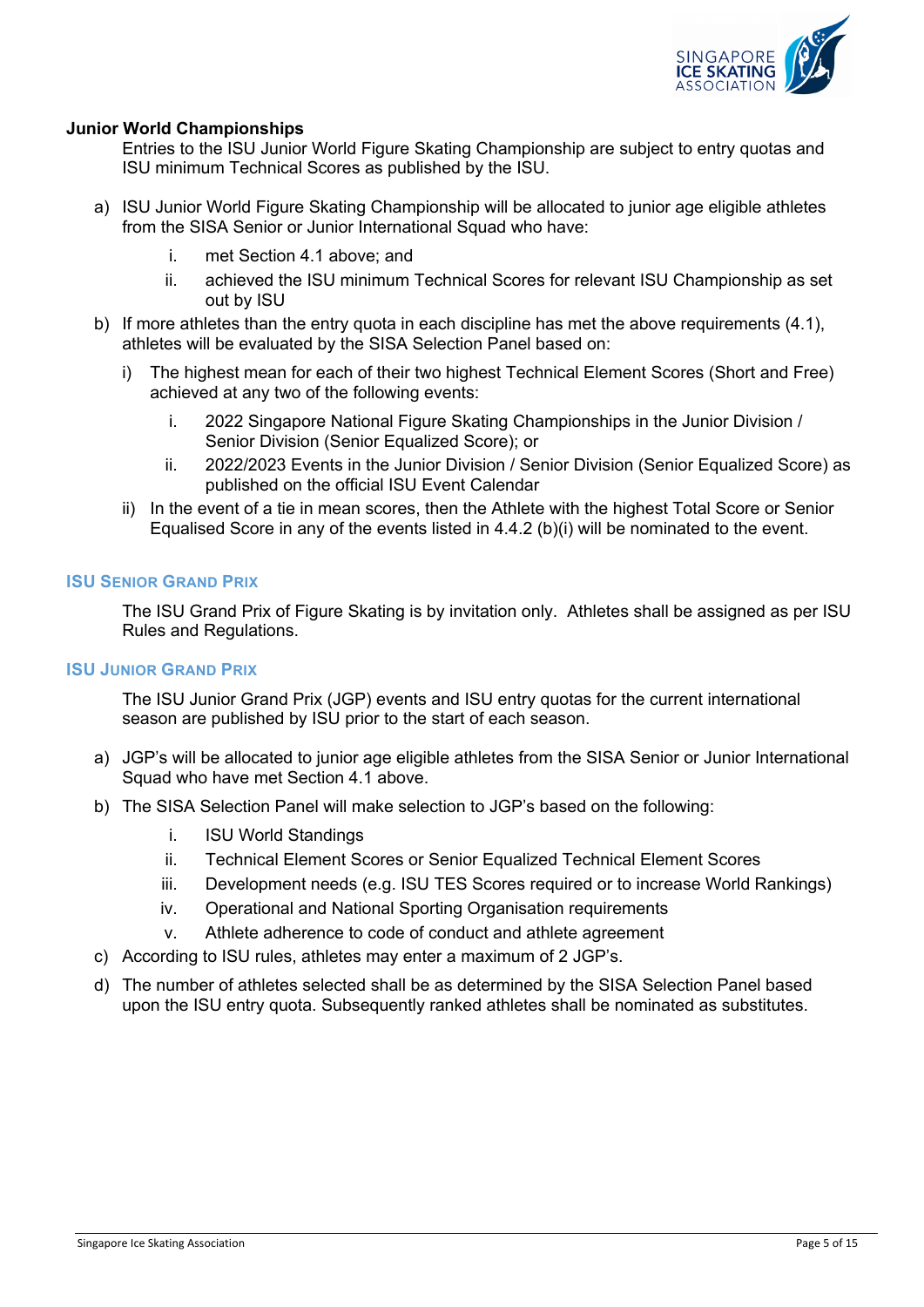### Junior World Championships

Entries to the ISU Junior World Figure Skating Championship are subject to entry quotas and ISU minimum Technical Scores as published by the ISU.

a) ISU Junior World Figure Skating Championship will be allocated to junior age eligible athletes from the SISA Senior or Junior International Squad who have:

   i. met Section 4.1 above; and

   ii. achieved the ISU minimum Technical Scores for relevant ISU Championship as set out by ISU

b) If more athletes than the entry quota in each discipline has met the above requirements (4.1), athletes will be evaluated by the SISA Selection Panel based on:

   i) The highest mean for each of their two highest Technical Element Scores (Short and Free) achieved at any two of the following events:

      i. 2022 Singapore National Figure Skating Championships in the Junior Division / Senior Division (Senior Equalized Score); or

      ii. 2022/2023 Events in the Junior Division / Senior Division (Senior Equalized Score) as published on the official ISU Event Calendar

   ii) In the event of a tie in mean scores, then the Athlete with the highest Total Score or Senior Equalised Score in any of the events listed in 4.4.2 (b)(i) will be nominated to the event.

### ISU Senior Grand Prix

The ISU Grand Prix of Figure Skating is by invitation only. Athletes shall be assigned as per ISU Rules and Regulations.

### ISU Junior Grand Prix

The ISU Junior Grand Prix (JGP) events and ISU entry quotas for the current international season are published by ISU prior to the start of each season.

a) JGP's will be allocated to junior age eligible athletes from the SISA Senior or Junior International Squad who have met Section 4.1 above.

b) The SISA Selection Panel will make selection to JGP's based on the following:

   i. ISU World Standings

   ii. Technical Element Scores or Senior Equalized Technical Element Scores

   iii. Development needs (e.g. ISU TES Scores required or to increase World Rankings)

   iv. Operational and National Sporting Organisation requirements

   v. Athlete adherence to code of conduct and athlete agreement

c) According to ISU rules, athletes may enter a maximum of 2 JGP's.

d) The number of athletes selected shall be as determined by the SISA Selection Panel based upon the ISU entry quota. Subsequently ranked athletes shall be nominated as substitutes.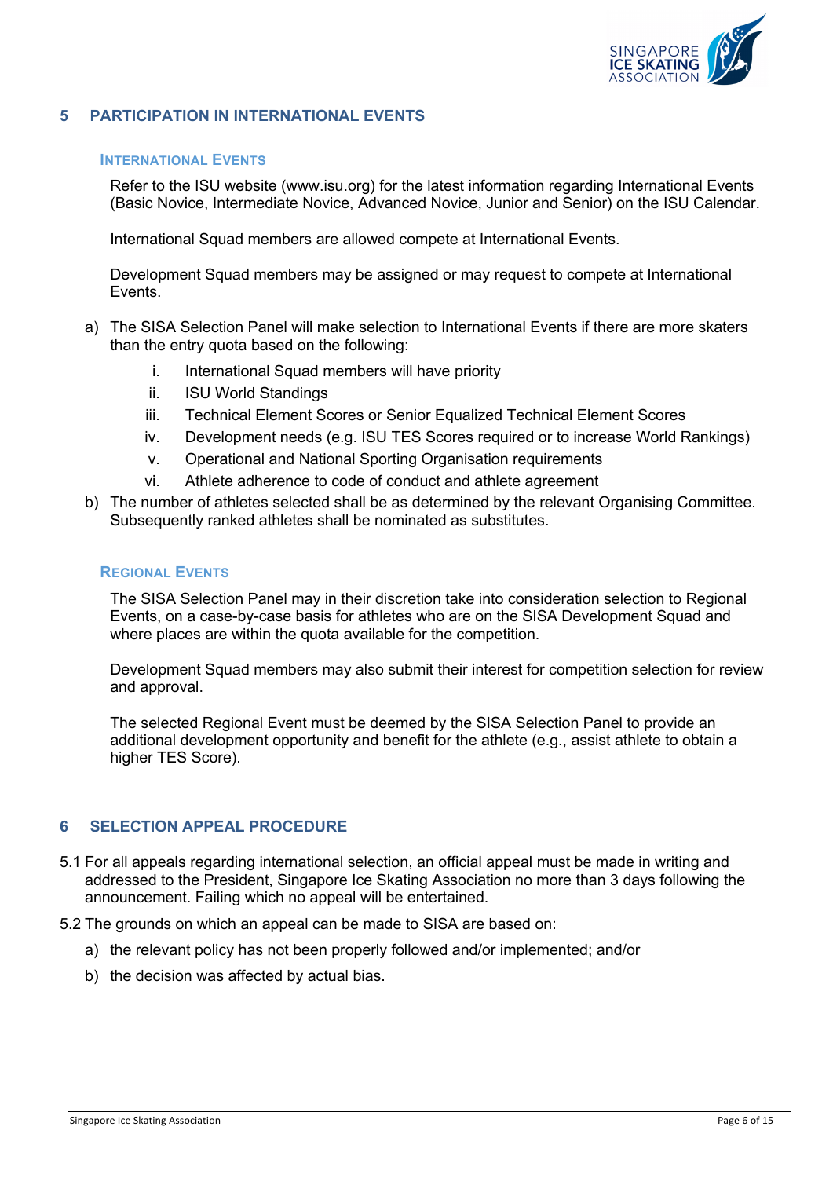## 5 PARTICIPATION IN INTERNATIONAL EVENTS

### International Events

Refer to the ISU website (www.isu.org) for the latest information regarding International Events (Basic Novice, Intermediate Novice, Advanced Novice, Junior and Senior) on the ISU Calendar.

International Squad members are allowed compete at International Events.

Development Squad members may be assigned or may request to compete at International Events.

a) The SISA Selection Panel will make selection to International Events if there are more skaters than the entry quota based on the following:
    i. International Squad members will have priority
    ii. ISU World Standings
    iii. Technical Element Scores or Senior Equalized Technical Element Scores
    iv. Development needs (e.g. ISU TES Scores required or to increase World Rankings)
    v. Operational and National Sporting Organisation requirements
    vi. Athlete adherence to code of conduct and athlete agreement

b) The number of athletes selected shall be as determined by the relevant Organising Committee. Subsequently ranked athletes shall be nominated as substitutes.

### Regional Events

The SISA Selection Panel may in their discretion take into consideration selection to Regional Events, on a case-by-case basis for athletes who are on the SISA Development Squad and where places are within the quota available for the competition.

Development Squad members may also submit their interest for competition selection for review and approval.

The selected Regional Event must be deemed by the SISA Selection Panel to provide an additional development opportunity and benefit for the athlete (e.g., assist athlete to obtain a higher TES Score).

## 6 SELECTION APPEAL PROCEDURE

5.1 For all appeals regarding international selection, an official appeal must be made in writing and addressed to the President, Singapore Ice Skating Association no more than 3 days following the announcement. Failing which no appeal will be entertained.

5.2 The grounds on which an appeal can be made to SISA are based on:

a) the relevant policy has not been properly followed and/or implemented; and/or

b) the decision was affected by actual bias.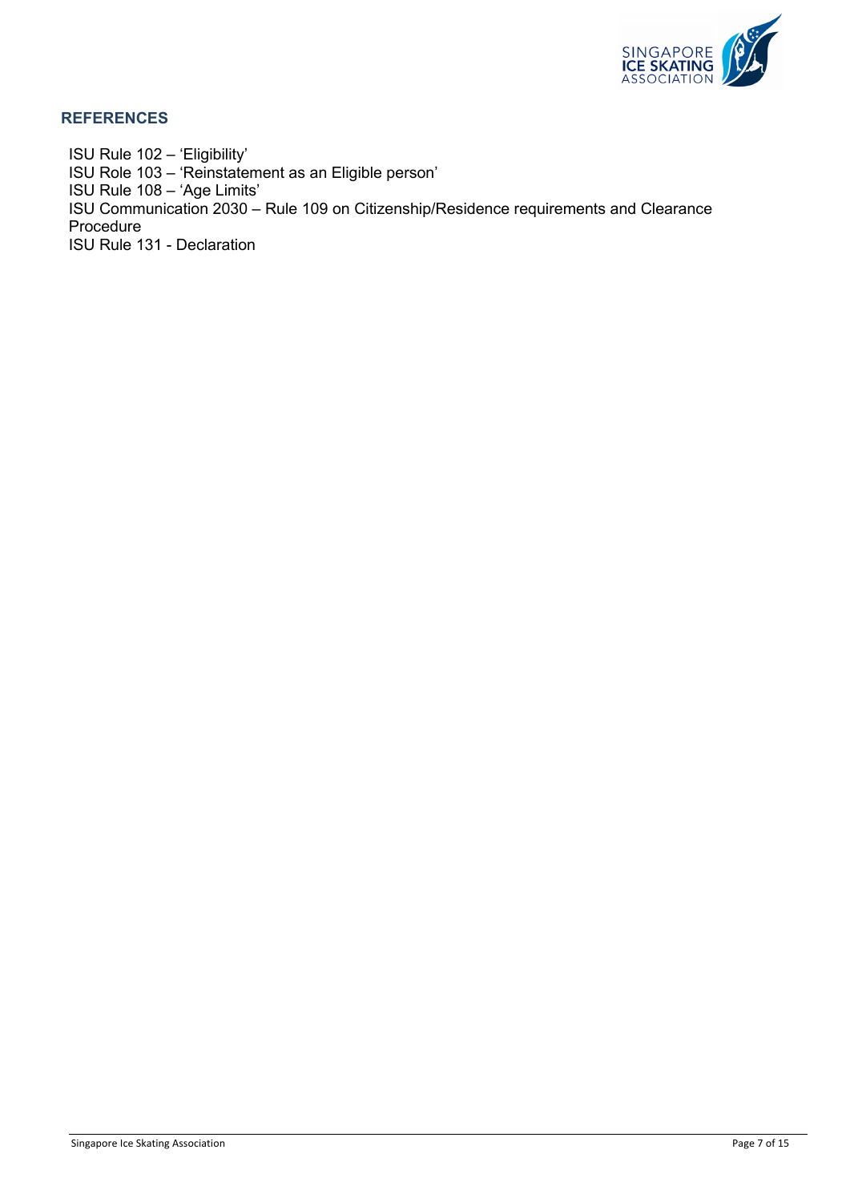## REFERENCES

ISU Rule 102 – 'Eligibility'
ISU Role 103 – 'Reinstatement as an Eligible person'
ISU Rule 108 – 'Age Limits'
ISU Communication 2030 – Rule 109 on Citizenship/Residence requirements and Clearance Procedure
ISU Rule 131 - Declaration